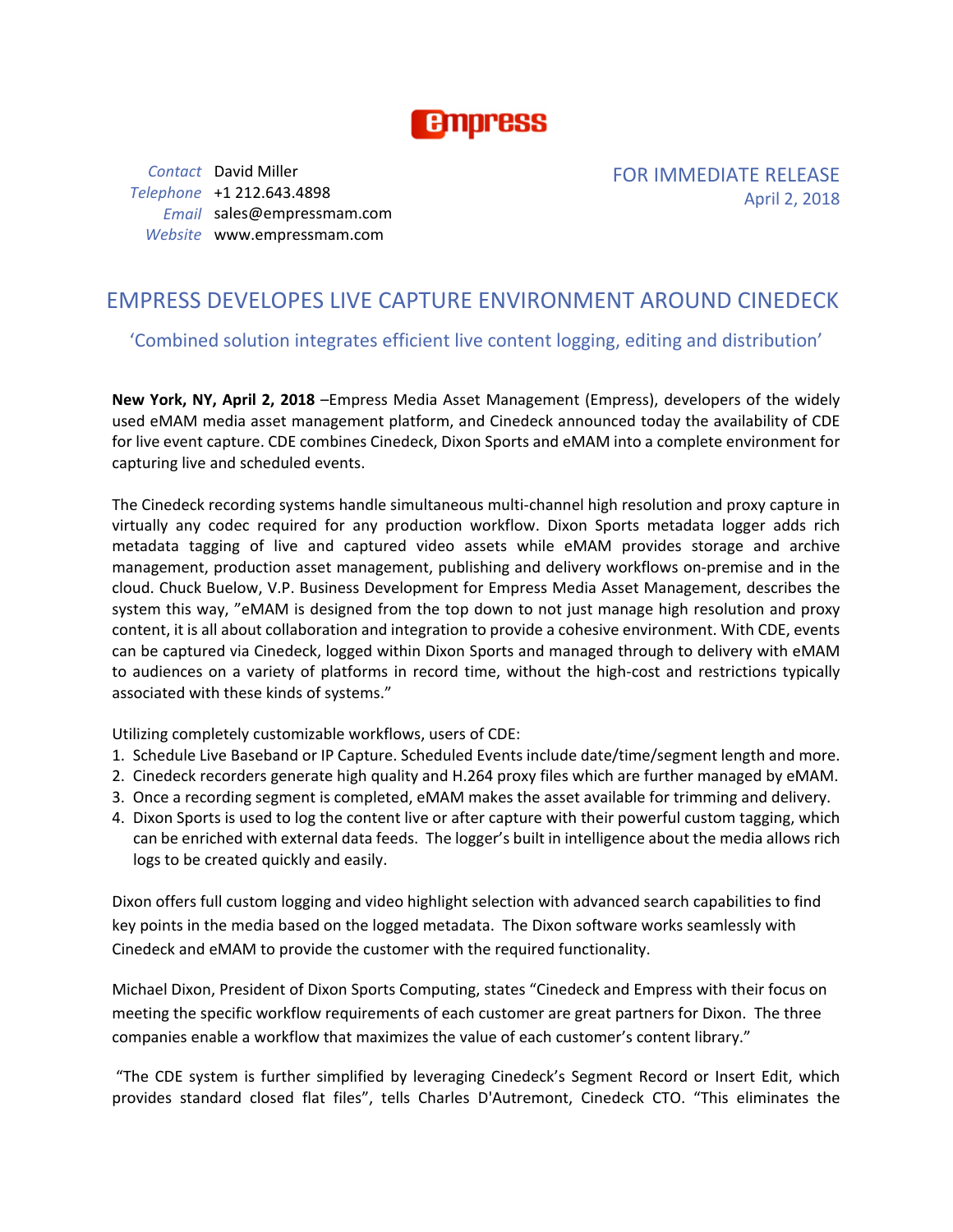empress

*Contact* David Miller
*Telephone* +1 212.643.4898
*Email* sales@empressmam.com
*Website* www.empressmam.com

FOR IMMEDIATE RELEASE
April 2, 2018

# EMPRESS DEVELOPES LIVE CAPTURE ENVIRONMENT AROUND CINEDECK

## 'Combined solution integrates efficient live content logging, editing and distribution'

**New York, NY, April 2, 2018** –Empress Media Asset Management (Empress), developers of the widely used eMAM media asset management platform, and Cinedeck announced today the availability of CDE for live event capture. CDE combines Cinedeck, Dixon Sports and eMAM into a complete environment for capturing live and scheduled events.

The Cinedeck recording systems handle simultaneous multi-channel high resolution and proxy capture in virtually any codec required for any production workflow. Dixon Sports metadata logger adds rich metadata tagging of live and captured video assets while eMAM provides storage and archive management, production asset management, publishing and delivery workflows on-premise and in the cloud. Chuck Buelow, V.P. Business Development for Empress Media Asset Management, describes the system this way, "eMAM is designed from the top down to not just manage high resolution and proxy content, it is all about collaboration and integration to provide a cohesive environment. With CDE, events can be captured via Cinedeck, logged within Dixon Sports and managed through to delivery with eMAM to audiences on a variety of platforms in record time, without the high-cost and restrictions typically associated with these kinds of systems."

Utilizing completely customizable workflows, users of CDE:

1. Schedule Live Baseband or IP Capture. Scheduled Events include date/time/segment length and more.
2. Cinedeck recorders generate high quality and H.264 proxy files which are further managed by eMAM.
3. Once a recording segment is completed, eMAM makes the asset available for trimming and delivery.
4. Dixon Sports is used to log the content live or after capture with their powerful custom tagging, which can be enriched with external data feeds. The logger's built in intelligence about the media allows rich logs to be created quickly and easily.

Dixon offers full custom logging and video highlight selection with advanced search capabilities to find key points in the media based on the logged metadata. The Dixon software works seamlessly with Cinedeck and eMAM to provide the customer with the required functionality.

Michael Dixon, President of Dixon Sports Computing, states "Cinedeck and Empress with their focus on meeting the specific workflow requirements of each customer are great partners for Dixon. The three companies enable a workflow that maximizes the value of each customer's content library."

"The CDE system is further simplified by leveraging Cinedeck's Segment Record or Insert Edit, which provides standard closed flat files", tells Charles D'Autremont, Cinedeck CTO. "This eliminates the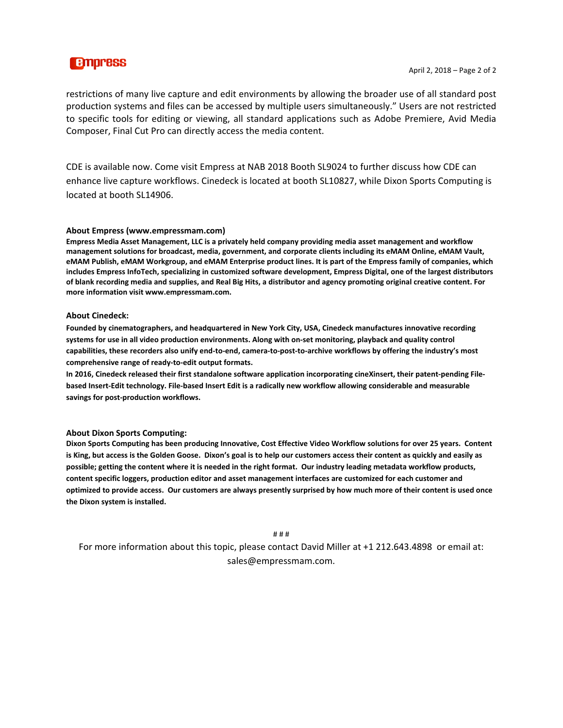restrictions of many live capture and edit environments by allowing the broader use of all standard post production systems and files can be accessed by multiple users simultaneously." Users are not restricted to specific tools for editing or viewing, all standard applications such as Adobe Premiere, Avid Media Composer, Final Cut Pro can directly access the media content.

CDE is available now. Come visit Empress at NAB 2018 Booth SL9024 to further discuss how CDE can enhance live capture workflows. Cinedeck is located at booth SL10827, while Dixon Sports Computing is located at booth SL14906.

### About Empress (www.empressmam.com)

**Empress Media Asset Management, LLC is a privately held company providing media asset management and workflow management solutions for broadcast, media, government, and corporate clients including its eMAM Online, eMAM Vault, eMAM Publish, eMAM Workgroup, and eMAM Enterprise product lines. It is part of the Empress family of companies, which includes Empress InfoTech, specializing in customized software development, Empress Digital, one of the largest distributors of blank recording media and supplies, and Real Big Hits, a distributor and agency promoting original creative content. For more information visit www.empressmam.com.**

### About Cinedeck:

**Founded by cinematographers, and headquartered in New York City, USA, Cinedeck manufactures innovative recording systems for use in all video production environments. Along with on-set monitoring, playback and quality control capabilities, these recorders also unify end-to-end, camera-to-post-to-archive workflows by offering the industry's most comprehensive range of ready-to-edit output formats.**

**In 2016, Cinedeck released their first standalone software application incorporating cineXinsert, their patent-pending File-based Insert-Edit technology. File-based Insert Edit is a radically new workflow allowing considerable and measurable savings for post-production workflows.**

### About Dixon Sports Computing:

**Dixon Sports Computing has been producing Innovative, Cost Effective Video Workflow solutions for over 25 years. Content is King, but access is the Golden Goose. Dixon's goal is to help our customers access their content as quickly and easily as possible; getting the content where it is needed in the right format. Our industry leading metadata workflow products, content specific loggers, production editor and asset management interfaces are customized for each customer and optimized to provide access. Our customers are always presently surprised by how much more of their content is used once the Dixon system is installed.**

# # #

For more information about this topic, please contact David Miller at +1 212.643.4898 or email at: sales@empressmam.com.